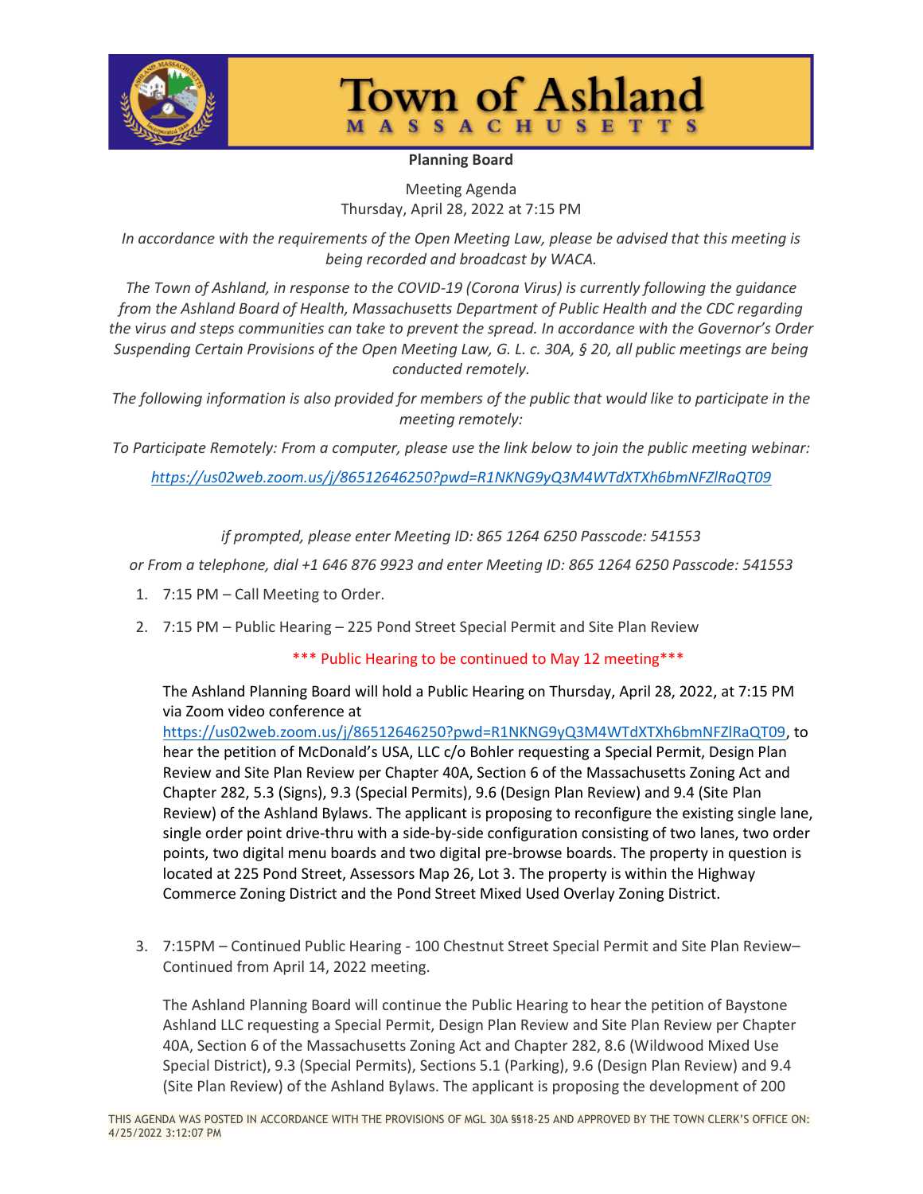# Town of Ashland

MASSACHUSETTS

**Planning Board**

Meeting Agenda
Thursday, April 28, 2022 at 7:15 PM

*In accordance with the requirements of the Open Meeting Law, please be advised that this meeting is being recorded and broadcast by WACA.*

*The Town of Ashland, in response to the COVID-19 (Corona Virus) is currently following the guidance from the Ashland Board of Health, Massachusetts Department of Public Health and the CDC regarding the virus and steps communities can take to prevent the spread. In accordance with the Governor's Order Suspending Certain Provisions of the Open Meeting Law, G. L. c. 30A, § 20, all public meetings are being conducted remotely.*

*The following information is also provided for members of the public that would like to participate in the meeting remotely:*

*To Participate Remotely: From a computer, please use the link below to join the public meeting webinar:*

*https://us02web.zoom.us/j/86512646250?pwd=R1NKNG9yQ3M4WTdXTXh6bmNFZlRaQT09*

*if prompted, please enter Meeting ID: 865 1264 6250 Passcode: 541553*

*or From a telephone, dial +1 646 876 9923 and enter Meeting ID: 865 1264 6250 Passcode: 541553*

1. 7:15 PM – Call Meeting to Order.

2. 7:15 PM – Public Hearing – 225 Pond Street Special Permit and Site Plan Review

   *** Public Hearing to be continued to May 12 meeting***

   The Ashland Planning Board will hold a Public Hearing on Thursday, April 28, 2022, at 7:15 PM via Zoom video conference at https://us02web.zoom.us/j/86512646250?pwd=R1NKNG9yQ3M4WTdXTXh6bmNFZlRaQT09, to hear the petition of McDonald's USA, LLC c/o Bohler requesting a Special Permit, Design Plan Review and Site Plan Review per Chapter 40A, Section 6 of the Massachusetts Zoning Act and Chapter 282, 5.3 (Signs), 9.3 (Special Permits), 9.6 (Design Plan Review) and 9.4 (Site Plan Review) of the Ashland Bylaws. The applicant is proposing to reconfigure the existing single lane, single order point drive-thru with a side-by-side configuration consisting of two lanes, two order points, two digital menu boards and two digital pre-browse boards. The property in question is located at 225 Pond Street, Assessors Map 26, Lot 3. The property is within the Highway Commerce Zoning District and the Pond Street Mixed Used Overlay Zoning District.

3. 7:15PM – Continued Public Hearing - 100 Chestnut Street Special Permit and Site Plan Review– Continued from April 14, 2022 meeting.

   The Ashland Planning Board will continue the Public Hearing to hear the petition of Baystone Ashland LLC requesting a Special Permit, Design Plan Review and Site Plan Review per Chapter 40A, Section 6 of the Massachusetts Zoning Act and Chapter 282, 8.6 (Wildwood Mixed Use Special District), 9.3 (Special Permits), Sections 5.1 (Parking), 9.6 (Design Plan Review) and 9.4 (Site Plan Review) of the Ashland Bylaws. The applicant is proposing the development of 200

THIS AGENDA WAS POSTED IN ACCORDANCE WITH THE PROVISIONS OF MGL 30A §§18-25 AND APPROVED BY THE TOWN CLERK'S OFFICE ON: 4/25/2022 3:12:07 PM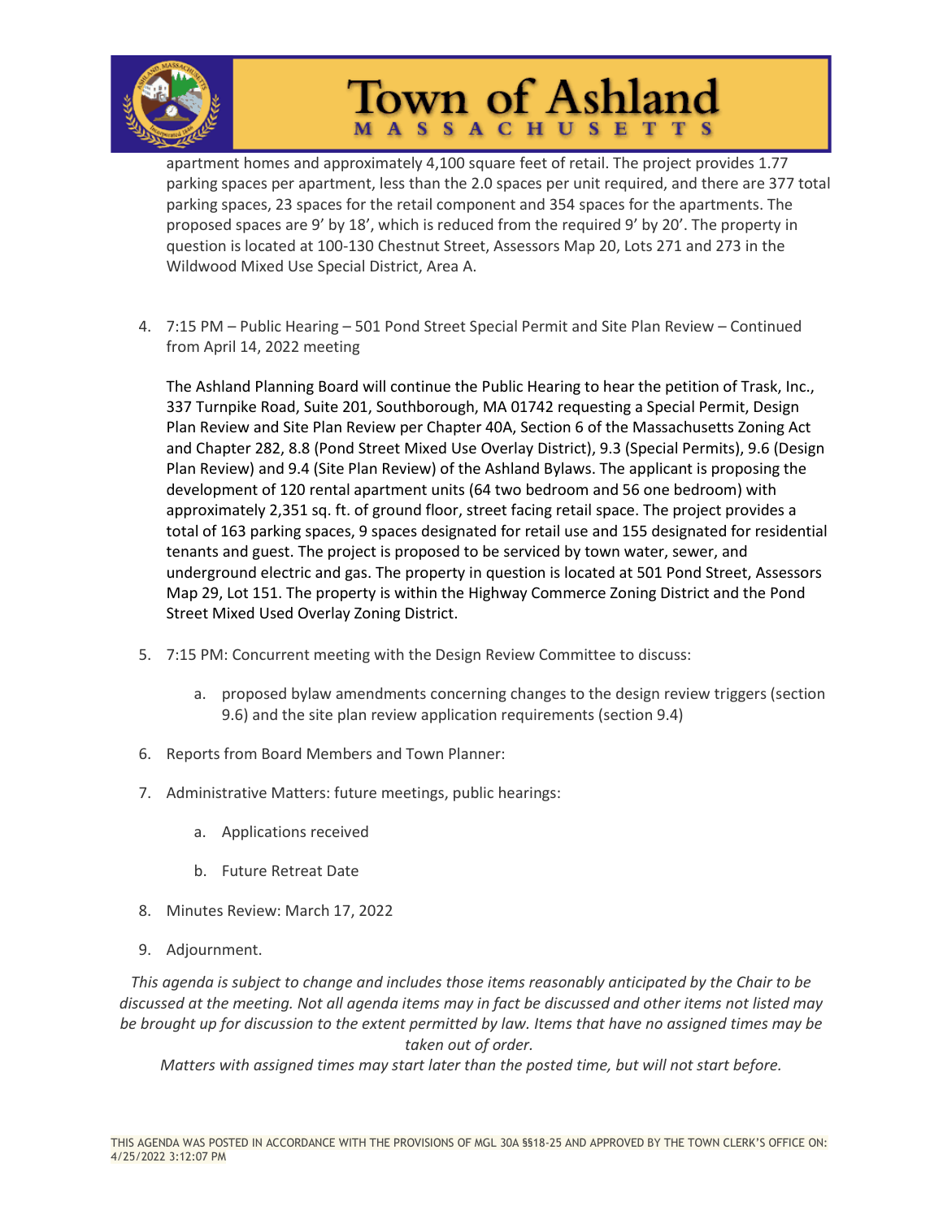apartment homes and approximately 4,100 square feet of retail. The project provides 1.77 parking spaces per apartment, less than the 2.0 spaces per unit required, and there are 377 total parking spaces, 23 spaces for the retail component and 354 spaces for the apartments. The proposed spaces are 9' by 18', which is reduced from the required 9' by 20'. The property in question is located at 100-130 Chestnut Street, Assessors Map 20, Lots 271 and 273 in the Wildwood Mixed Use Special District, Area A.

4. 7:15 PM – Public Hearing – 501 Pond Street Special Permit and Site Plan Review – Continued from April 14, 2022 meeting

   The Ashland Planning Board will continue the Public Hearing to hear the petition of Trask, Inc., 337 Turnpike Road, Suite 201, Southborough, MA 01742 requesting a Special Permit, Design Plan Review and Site Plan Review per Chapter 40A, Section 6 of the Massachusetts Zoning Act and Chapter 282, 8.8 (Pond Street Mixed Use Overlay District), 9.3 (Special Permits), 9.6 (Design Plan Review) and 9.4 (Site Plan Review) of the Ashland Bylaws. The applicant is proposing the development of 120 rental apartment units (64 two bedroom and 56 one bedroom) with approximately 2,351 sq. ft. of ground floor, street facing retail space. The project provides a total of 163 parking spaces, 9 spaces designated for retail use and 155 designated for residential tenants and guest. The project is proposed to be serviced by town water, sewer, and underground electric and gas. The property in question is located at 501 Pond Street, Assessors Map 29, Lot 151. The property is within the Highway Commerce Zoning District and the Pond Street Mixed Used Overlay Zoning District.

5. 7:15 PM: Concurrent meeting with the Design Review Committee to discuss:
   a. proposed bylaw amendments concerning changes to the design review triggers (section 9.6) and the site plan review application requirements (section 9.4)
6. Reports from Board Members and Town Planner:
7. Administrative Matters: future meetings, public hearings:
   a. Applications received
   b. Future Retreat Date
8. Minutes Review: March 17, 2022
9. Adjournment.

*This agenda is subject to change and includes those items reasonably anticipated by the Chair to be discussed at the meeting. Not all agenda items may in fact be discussed and other items not listed may be brought up for discussion to the extent permitted by law. Items that have no assigned times may be taken out of order.*

*Matters with assigned times may start later than the posted time, but will not start before.*

THIS AGENDA WAS POSTED IN ACCORDANCE WITH THE PROVISIONS OF MGL 30A §§18-25 AND APPROVED BY THE TOWN CLERK'S OFFICE ON: 4/25/2022 3:12:07 PM